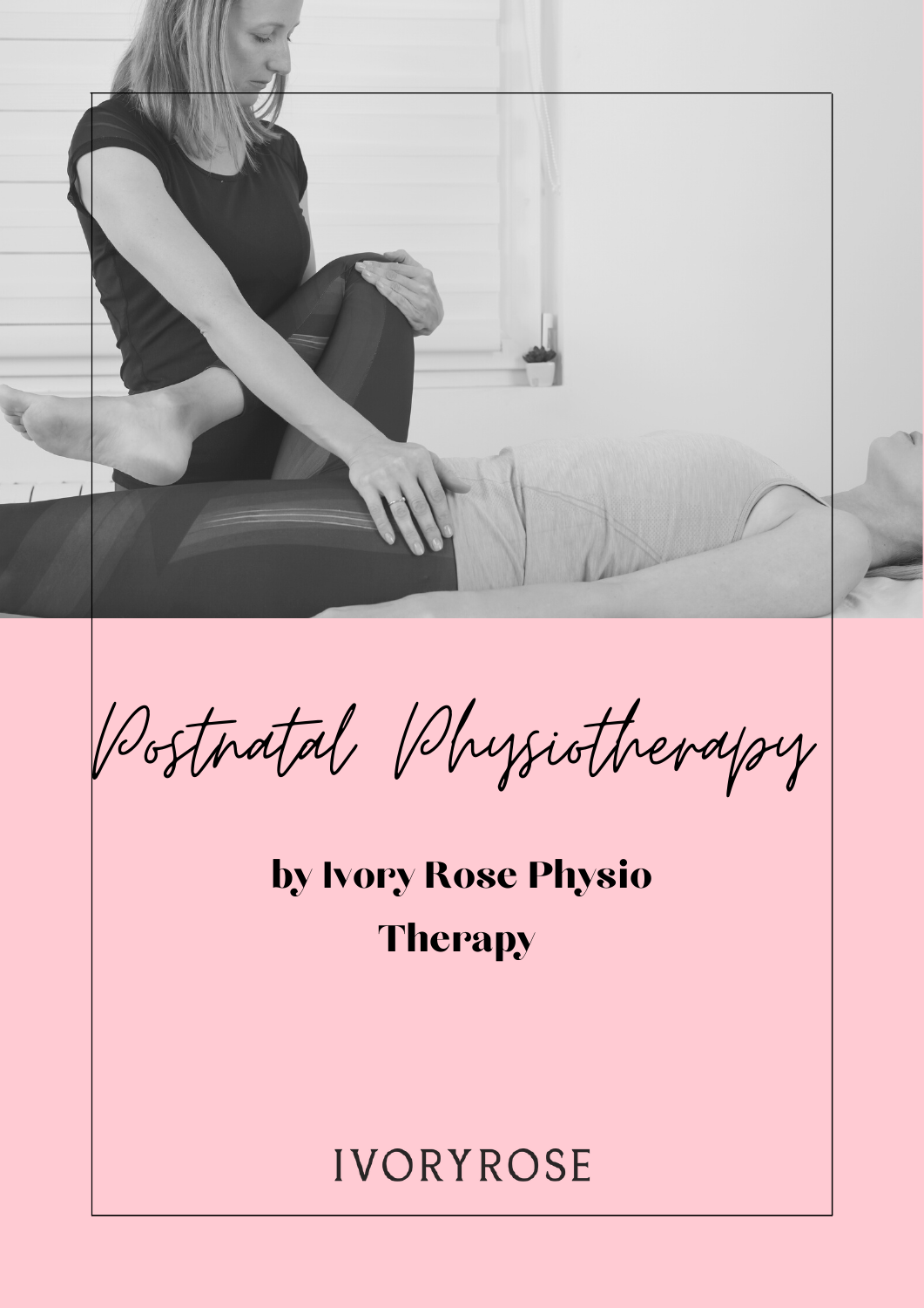# Postnatal Physiotherapy

**by Ivory Rose Physio Therapy**

IVORYROSE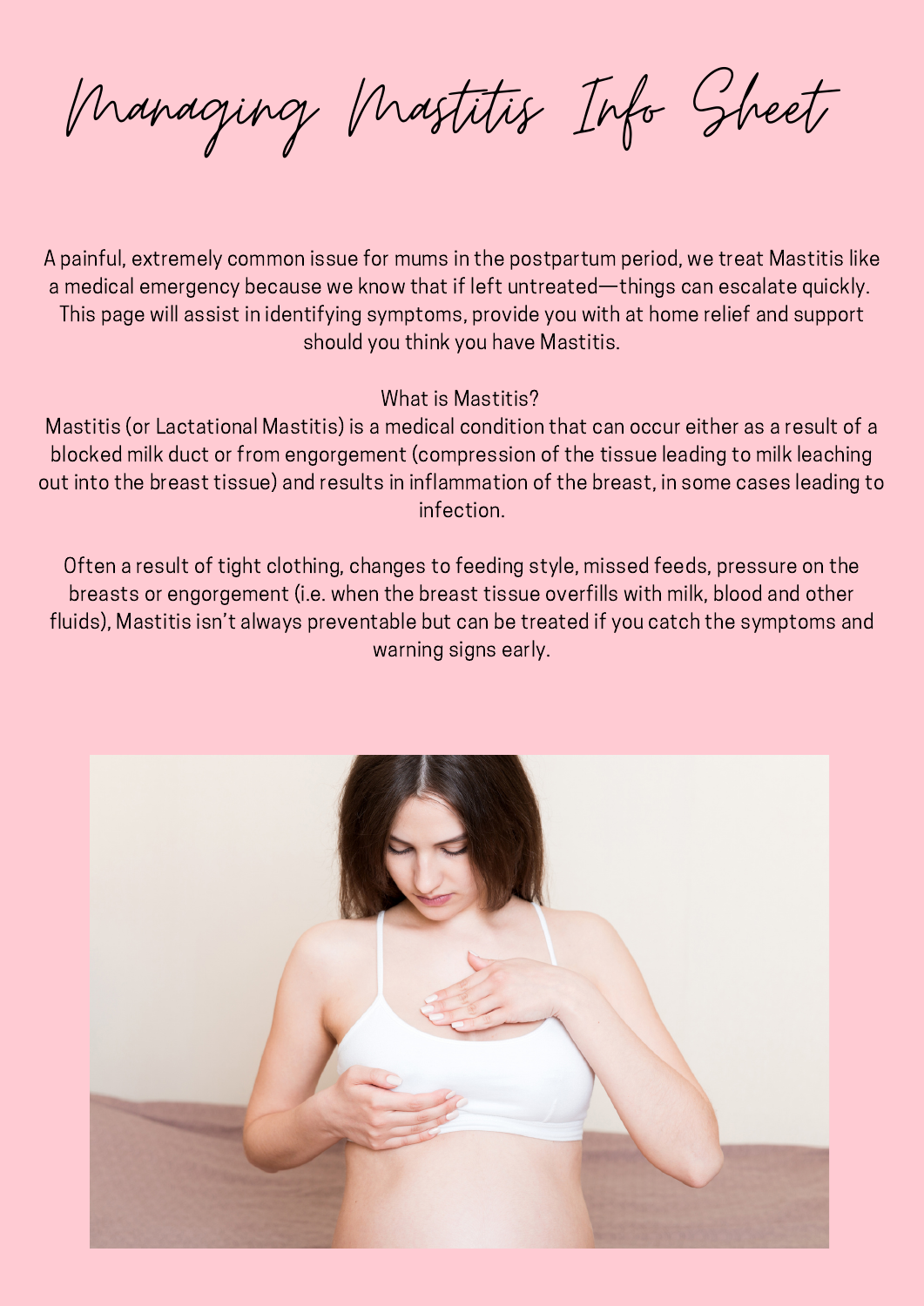# Managing Mastitis Info Sheet

A painful, extremely common issue for mums in the postpartum period, we treat Mastitis like a medical emergency because we know that if left untreated—things can escalate quickly. This page will assist in identifying symptoms, provide you with at home relief and support should you think you have Mastitis.

## What is Mastitis?

Mastitis (or Lactational Mastitis) is a medical condition that can occur either as a result of a blocked milk duct or from engorgement (compression of the tissue leading to milk leaching out into the breast tissue) and results in inflammation of the breast, in some cases leading to infection.

Often a result of tight clothing, changes to feeding style, missed feeds, pressure on the breasts or engorgement (i.e. when the breast tissue overfills with milk, blood and other fluids), Mastitis isn't always preventable but can be treated if you catch the symptoms and warning signs early.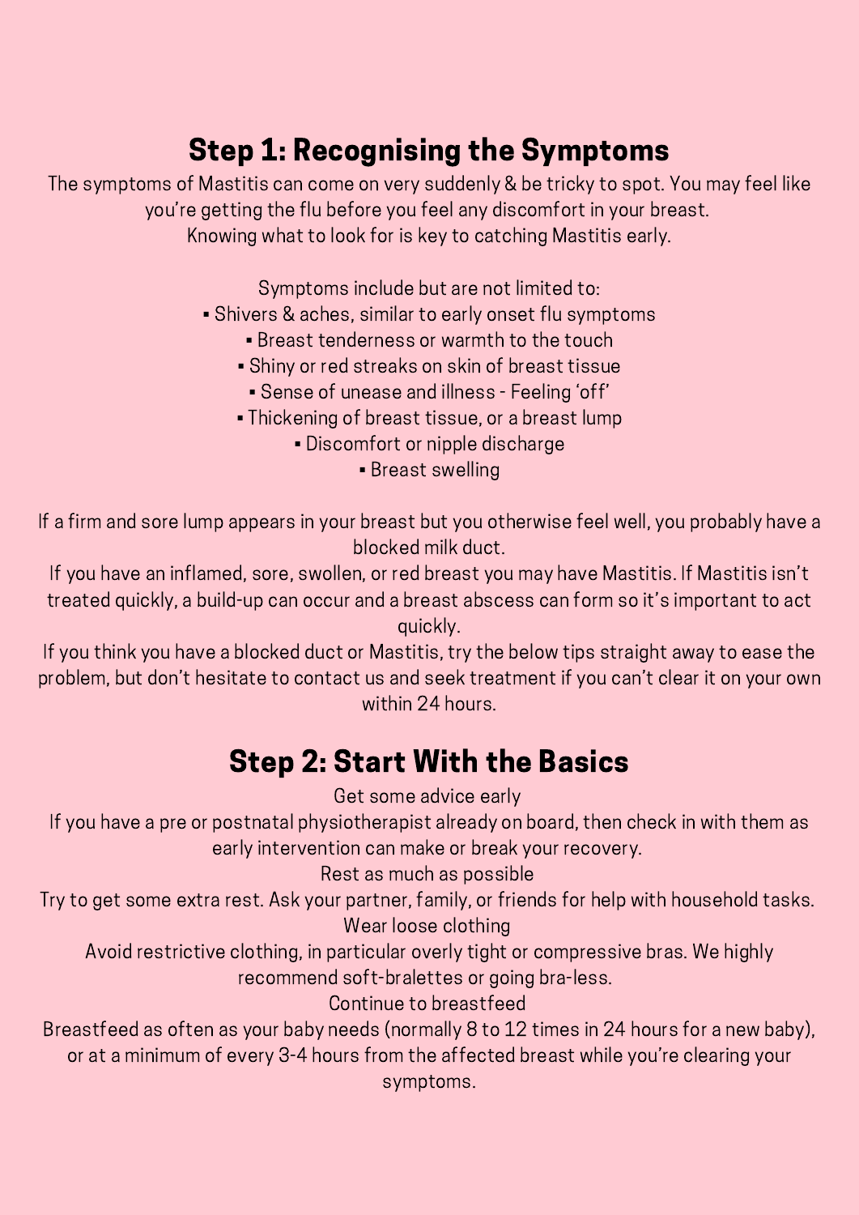## Step 1: Recognising the Symptoms

The symptoms of Mastitis can come on very suddenly & be tricky to spot. You may feel like you're getting the flu before you feel any discomfort in your breast.
Knowing what to look for is key to catching Mastitis early.

Symptoms include but are not limited to:

- Shivers & aches, similar to early onset flu symptoms
- Breast tenderness or warmth to the touch
- Shiny or red streaks on skin of breast tissue
- Sense of unease and illness - Feeling 'off'
- Thickening of breast tissue, or a breast lump
- Discomfort or nipple discharge
- Breast swelling

If a firm and sore lump appears in your breast but you otherwise feel well, you probably have a blocked milk duct.
If you have an inflamed, sore, swollen, or red breast you may have Mastitis. If Mastitis isn't treated quickly, a build-up can occur and a breast abscess can form so it's important to act quickly.
If you think you have a blocked duct or Mastitis, try the below tips straight away to ease the problem, but don't hesitate to contact us and seek treatment if you can't clear it on your own within 24 hours.

## Step 2: Start With the Basics

Get some advice early
If you have a pre or postnatal physiotherapist already on board, then check in with them as early intervention can make or break your recovery.
Rest as much as possible
Try to get some extra rest. Ask your partner, family, or friends for help with household tasks.
Wear loose clothing
Avoid restrictive clothing, in particular overly tight or compressive bras. We highly recommend soft-bralettes or going bra-less.
Continue to breastfeed
Breastfeed as often as your baby needs (normally 8 to 12 times in 24 hours for a new baby), or at a minimum of every 3-4 hours from the affected breast while you're clearing your symptoms.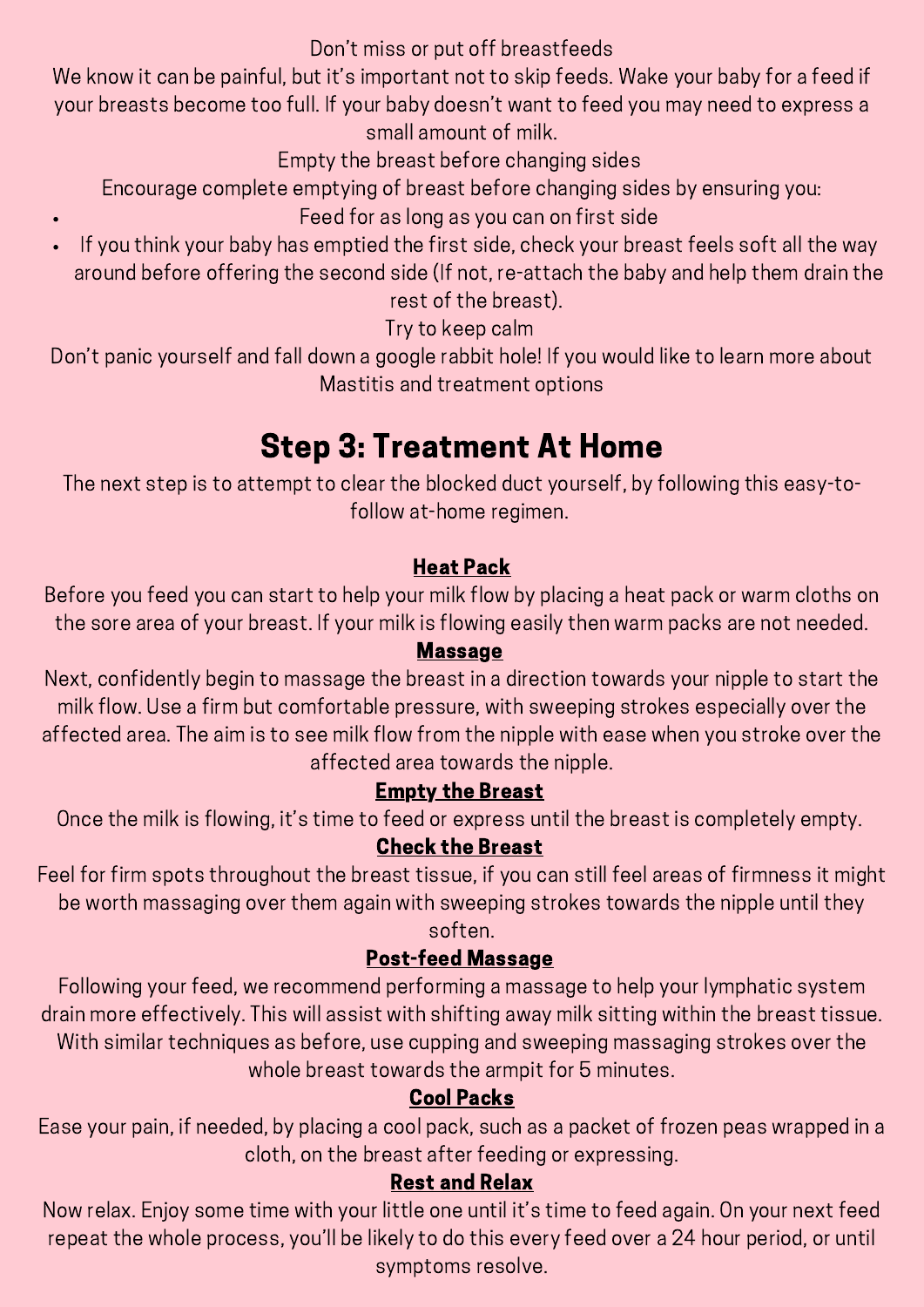Don't miss or put off breastfeeds

We know it can be painful, but it's important not to skip feeds. Wake your baby for a feed if your breasts become too full. If your baby doesn't want to feed you may need to express a small amount of milk.

Empty the breast before changing sides

Encourage complete emptying of breast before changing sides by ensuring you:

- Feed for as long as you can on first side
- If you think your baby has emptied the first side, check your breast feels soft all the way around before offering the second side (If not, re-attach the baby and help them drain the rest of the breast).

Try to keep calm

Don't panic yourself and fall down a google rabbit hole! If you would like to learn more about Mastitis and treatment options

## Step 3: Treatment At Home

The next step is to attempt to clear the blocked duct yourself, by following this easy-to-follow at-home regimen.

**Heat Pack**

Before you feed you can start to help your milk flow by placing a heat pack or warm cloths on the sore area of your breast. If your milk is flowing easily then warm packs are not needed.

**Massage**

Next, confidently begin to massage the breast in a direction towards your nipple to start the milk flow. Use a firm but comfortable pressure, with sweeping strokes especially over the affected area. The aim is to see milk flow from the nipple with ease when you stroke over the affected area towards the nipple.

**Empty the Breast**

Once the milk is flowing, it's time to feed or express until the breast is completely empty.

**Check the Breast**

Feel for firm spots throughout the breast tissue, if you can still feel areas of firmness it might be worth massaging over them again with sweeping strokes towards the nipple until they soften.

**Post-feed Massage**

Following your feed, we recommend performing a massage to help your lymphatic system drain more effectively. This will assist with shifting away milk sitting within the breast tissue. With similar techniques as before, use cupping and sweeping massaging strokes over the whole breast towards the armpit for 5 minutes.

**Cool Packs**

Ease your pain, if needed, by placing a cool pack, such as a packet of frozen peas wrapped in a cloth, on the breast after feeding or expressing.

**Rest and Relax**

Now relax. Enjoy some time with your little one until it's time to feed again. On your next feed repeat the whole process, you'll be likely to do this every feed over a 24 hour period, or until symptoms resolve.